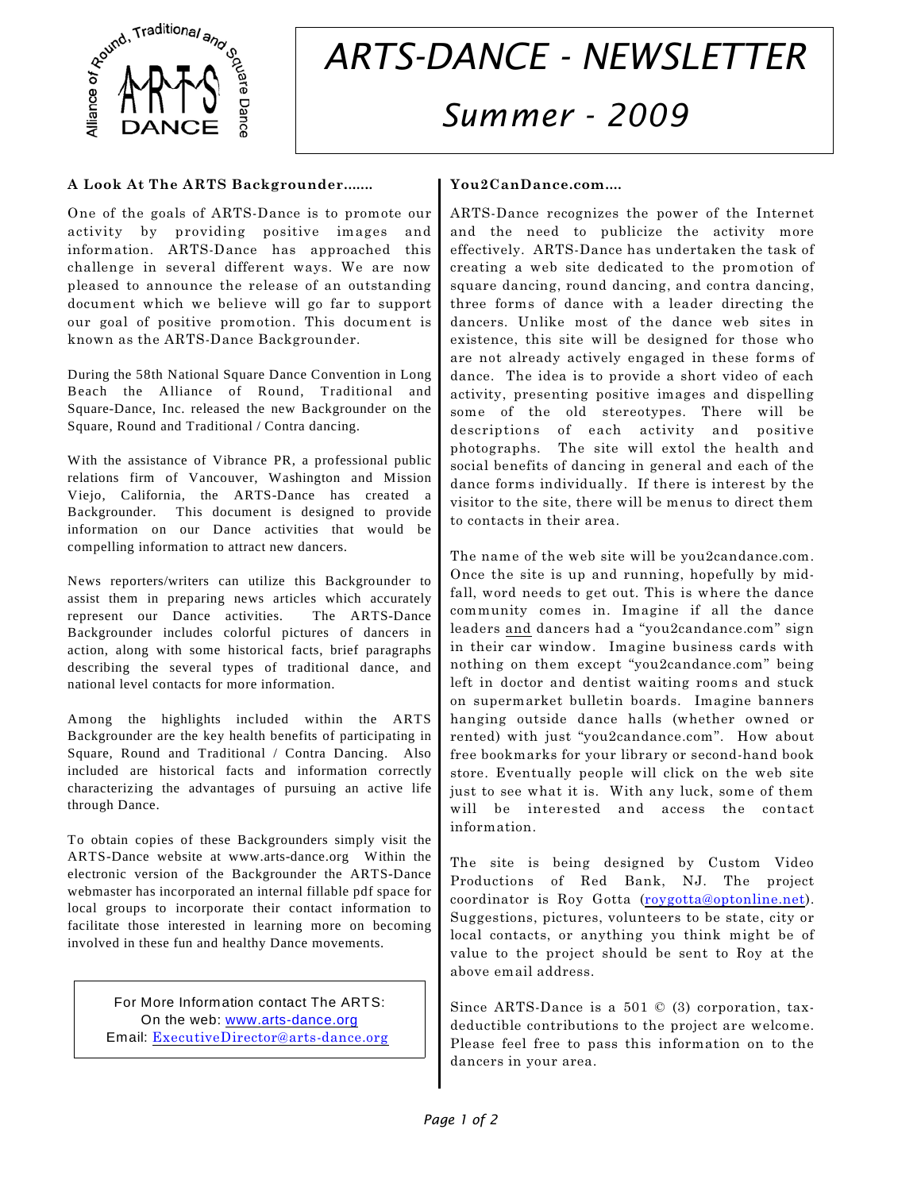# ARTS-DANCE - NEWSLETTER

## Summer - 2009

### A Look At The ARTS Backgrounder…….

One of the goals of ARTS-Dance is to promote our activity by providing positive images and information. ARTS-Dance has approached this challenge in several different ways. We are now pleased to announce the release of an outstanding document which we believe will go far to support our goal of positive promotion. This document is known as the ARTS-Dance Backgrounder.

During the 58th National Square Dance Convention in Long Beach the Alliance of Round, Traditional and Square-Dance, Inc. released the new Backgrounder on the Square, Round and Traditional / Contra dancing.

With the assistance of Vibrance PR, a professional public relations firm of Vancouver, Washington and Mission Viejo, California, the ARTS-Dance has created a Backgrounder. This document is designed to provide information on our Dance activities that would be compelling information to attract new dancers.

News reporters/writers can utilize this Backgrounder to assist them in preparing news articles which accurately represent our Dance activities. The ARTS-Dance Backgrounder includes colorful pictures of dancers in action, along with some historical facts, brief paragraphs describing the several types of traditional dance, and national level contacts for more information.

Among the highlights included within the ARTS Backgrounder are the key health benefits of participating in Square, Round and Traditional / Contra Dancing. Also included are historical facts and information correctly characterizing the advantages of pursuing an active life through Dance.

To obtain copies of these Backgrounders simply visit the ARTS-Dance website at www.arts-dance.org Within the electronic version of the Backgrounder the ARTS-Dance webmaster has incorporated an internal fillable pdf space for local groups to incorporate their contact information to facilitate those interested in learning more on becoming involved in these fun and healthy Dance movements.

For More Information contact The ARTS:
On the web: www.arts-dance.org
Email: ExecutiveDirector@arts-dance.org

### You2CanDance.com….

ARTS-Dance recognizes the power of the Internet and the need to publicize the activity more effectively. ARTS-Dance has undertaken the task of creating a web site dedicated to the promotion of square dancing, round dancing, and contra dancing, three forms of dance with a leader directing the dancers. Unlike most of the dance web sites in existence, this site will be designed for those who are not already actively engaged in these forms of dance. The idea is to provide a short video of each activity, presenting positive images and dispelling some of the old stereotypes. There will be descriptions of each activity and positive photographs. The site will extol the health and social benefits of dancing in general and each of the dance forms individually. If there is interest by the visitor to the site, there will be menus to direct them to contacts in their area.

The name of the web site will be you2candance.com. Once the site is up and running, hopefully by mid-fall, word needs to get out. This is where the dance community comes in. Imagine if all the dance leaders and dancers had a "you2candance.com" sign in their car window. Imagine business cards with nothing on them except "you2candance.com" being left in doctor and dentist waiting rooms and stuck on supermarket bulletin boards. Imagine banners hanging outside dance halls (whether owned or rented) with just "you2candance.com". How about free bookmarks for your library or second-hand book store. Eventually people will click on the web site just to see what it is. With any luck, some of them will be interested and access the contact information.

The site is being designed by Custom Video Productions of Red Bank, NJ. The project coordinator is Roy Gotta (roygotta@optonline.net). Suggestions, pictures, volunteers to be state, city or local contacts, or anything you think might be of value to the project should be sent to Roy at the above email address.

Since ARTS-Dance is a 501 © (3) corporation, tax-deductible contributions to the project are welcome. Please feel free to pass this information on to the dancers in your area.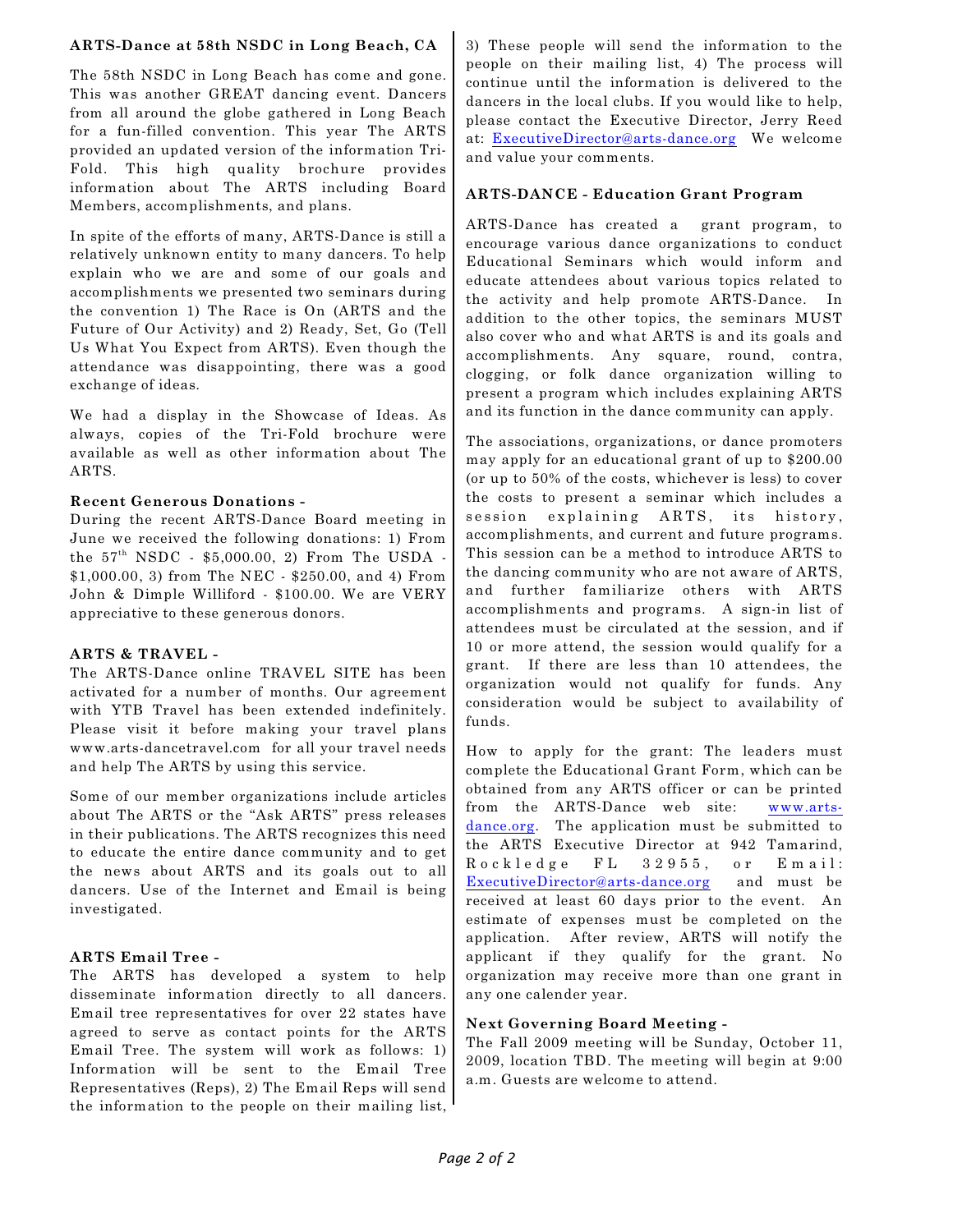### ARTS-Dance at 58th NSDC in Long Beach, CA

The 58th NSDC in Long Beach has come and gone. This was another GREAT dancing event. Dancers from all around the globe gathered in Long Beach for a fun-filled convention. This year The ARTS provided an updated version of the information Tri-Fold. This high quality brochure provides information about The ARTS including Board Members, accomplishments, and plans.

In spite of the efforts of many, ARTS-Dance is still a relatively unknown entity to many dancers. To help explain who we are and some of our goals and accomplishments we presented two seminars during the convention 1) The Race is On (ARTS and the Future of Our Activity) and 2) Ready, Set, Go (Tell Us What You Expect from ARTS). Even though the attendance was disappointing, there was a good exchange of ideas.

We had a display in the Showcase of Ideas. As always, copies of the Tri-Fold brochure were available as well as other information about The ARTS.

### Recent Generous Donations -

During the recent ARTS-Dance Board meeting in June we received the following donations: 1) From the 57th NSDC - $5,000.00, 2) From The USDA - $1,000.00, 3) from The NEC - $250.00, and 4) From John & Dimple Williford - $100.00. We are VERY appreciative to these generous donors.

### ARTS & TRAVEL -

The ARTS-Dance online TRAVEL SITE has been activated for a number of months. Our agreement with YTB Travel has been extended indefinitely. Please visit it before making your travel plans www.arts-dancetravel.com for all your travel needs and help The ARTS by using this service.

Some of our member organizations include articles about The ARTS or the "Ask ARTS" press releases in their publications. The ARTS recognizes this need to educate the entire dance community and to get the news about ARTS and its goals out to all dancers. Use of the Internet and Email is being investigated.

### ARTS Email Tree -

The ARTS has developed a system to help disseminate information directly to all dancers. Email tree representatives for over 22 states have agreed to serve as contact points for the ARTS Email Tree. The system will work as follows: 1) Information will be sent to the Email Tree Representatives (Reps), 2) The Email Reps will send the information to the people on their mailing list, 3) These people will send the information to the people on their mailing list, 4) The process will continue until the information is delivered to the dancers in the local clubs. If you would like to help, please contact the Executive Director, Jerry Reed at: ExecutiveDirector@arts-dance.org We welcome and value your comments.

### ARTS-DANCE - Education Grant Program

ARTS-Dance has created a grant program, to encourage various dance organizations to conduct Educational Seminars which would inform and educate attendees about various topics related to the activity and help promote ARTS-Dance. In addition to the other topics, the seminars MUST also cover who and what ARTS is and its goals and accomplishments. Any square, round, contra, clogging, or folk dance organization willing to present a program which includes explaining ARTS and its function in the dance community can apply.

The associations, organizations, or dance promoters may apply for an educational grant of up to $200.00 (or up to 50% of the costs, whichever is less) to cover the costs to present a seminar which includes a session explaining ARTS, its history, accomplishments, and current and future programs. This session can be a method to introduce ARTS to the dancing community who are not aware of ARTS, and further familiarize others with ARTS accomplishments and programs. A sign-in list of attendees must be circulated at the session, and if 10 or more attend, the session would qualify for a grant. If there are less than 10 attendees, the organization would not qualify for funds. Any consideration would be subject to availability of funds.

How to apply for the grant: The leaders must complete the Educational Grant Form, which can be obtained from any ARTS officer or can be printed from the ARTS-Dance web site: www.arts-dance.org. The application must be submitted to the ARTS Executive Director at 942 Tamarind, Rockledge FL 32955, or Email: ExecutiveDirector@arts-dance.org and must be received at least 60 days prior to the event. An estimate of expenses must be completed on the application. After review, ARTS will notify the applicant if they qualify for the grant. No organization may receive more than one grant in any one calender year.

### Next Governing Board Meeting -

The Fall 2009 meeting will be Sunday, October 11, 2009, location TBD. The meeting will begin at 9:00 a.m. Guests are welcome to attend.